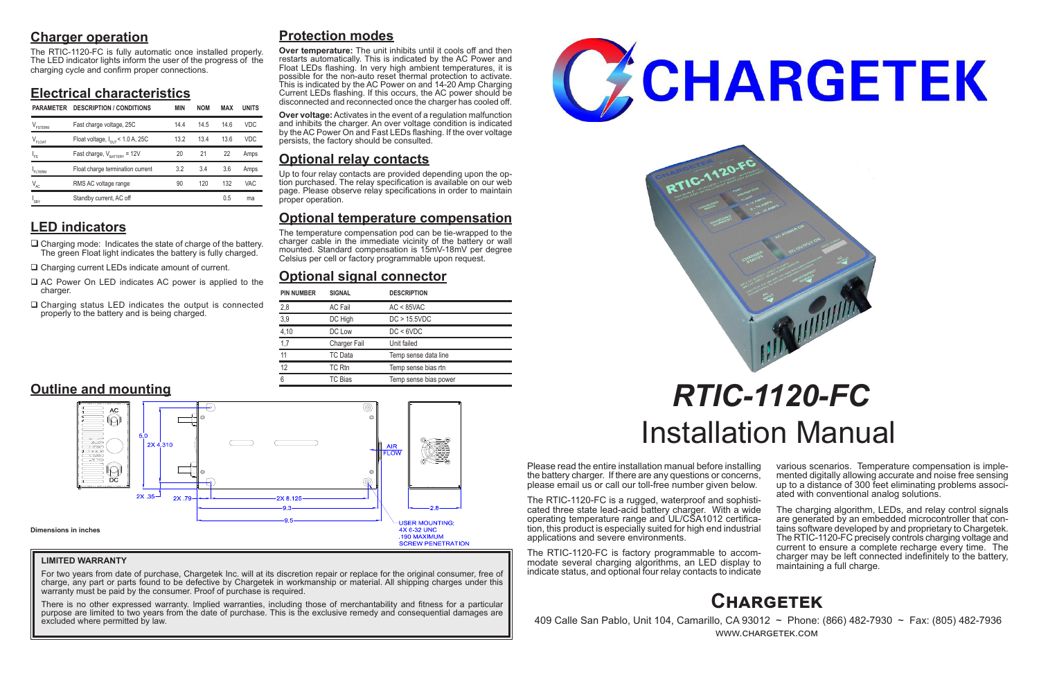## Charger operation

The RTIC-1120-FC is fully automatic once installed properly. The LED indicator lights inform the user of the progress of the charging cycle and confirm proper connections.

## Electrical characteristics

| PARAMETER | DESCRIPTION / CONDITIONS | MIN | NOM | MAX | UNITS |
|---|---|---|---|---|---|
| $V_{FSTERM}$ | Fast charge voltage, 25C | 14.4 | 14.5 | 14.6 | VDC |
| $V_{FLOAT}$ | Float voltage, $I_{OUT}$ < 1.0 A, 25C | 13.2 | 13.4 | 13.6 | VDC |
| $I_{FS}$ | Fast charge, $V_{BATTERY}$ = 12V | 20 | 21 | 22 | Amps |
| $I_{FLTERM}$ | Float charge termination current | 3.2 | 3.4 | 3.6 | Amps |
| $V_{AC}$ | RMS AC voltage range | 90 | 120 | 132 | VAC |
| $I_{SBY}$ | Standby current, AC off | | | 0.5 | ma |

## LED indicators

- ❑ Charging mode: Indicates the state of charge of the battery. The green Float light indicates the battery is fully charged.
- ❑ Charging current LEDs indicate amount of current.
- ❑ AC Power On LED indicates AC power is applied to the charger.
- ❑ Charging status LED indicates the output is connected properly to the battery and is being charged.

## Protection modes

**Over temperature:** The unit inhibits until it cools off and then restarts automatically. This is indicated by the AC Power and Float LEDs flashing. In very high ambient temperatures, it is possible for the non-auto reset thermal protection to activate. This is indicated by the AC Power on and 14-20 Amp Charging Current LEDs flashing. If this occurs, the AC power should be disconnected and reconnected once the charger has cooled off.

**Over voltage:** Activates in the event of a regulation malfunction and inhibits the charger. An over voltage condition is indicated by the AC Power On and Fast LEDs flashing. If the over voltage persists, the factory should be consulted.

## Optional relay contacts

Up to four relay contacts are provided depending upon the option purchased. The relay specification is available on our web page. Please observe relay specifications in order to maintain proper operation.

## Optional temperature compensation

The temperature compensation pod can be tie-wrapped to the charger cable in the immediate vicinity of the battery or wall mounted. Standard compensation is 15mV-18mV per degree Celsius per cell or factory programmable upon request.

## Optional signal connector

| PIN NUMBER | SIGNAL | DESCRIPTION |
|---|---|---|
| 2,8 | AC Fail | AC < 85VAC |
| 3,9 | DC High | DC > 15.5VDC |
| 4,10 | DC Low | DC < 6VDC |
| 1,7 | Charger Fail | Unit failed |
| 11 | TC Data | Temp sense data line |
| 12 | TC Rtn | Temp sense bias rtn |
| 6 | TC Bias | Temp sense bias power |

## Outline and mounting

AC DC 5.0 2X 4.310 2X .35 2X .79 2X 8.125 9.3 9.5 AIR FLOW 2.8

USER MOUNTING: 4X 6-32 UNC .190 MAXIMUM SCREW PENETRATION

Dimensions in inches

**LIMITED WARRANTY**

For two years from date of purchase, Chargetek Inc. will at its discretion repair or replace for the original consumer, free of charge, any part or parts found to be defective by Chargetek in workmanship or material. All shipping charges under this warranty must be paid by the consumer. Proof of purchase is required.

There is no other expressed warranty. Implied warranties, including those of merchantability and fitness for a particular purpose are limited to two years from the date of purchase. This is the exclusive remedy and consequential damages are excluded where permitted by law.

# CHARGETEK

# *RTIC-1120-FC*
# Installation Manual

Please read the entire installation manual before installing the battery charger. If there are any questions or concerns, please email us or call our toll-free number given below.

The RTIC-1120-FC is a rugged, waterproof and sophisticated three state lead-acid battery charger. With a wide operating temperature range and UL/CSA1012 certification, this product is especially suited for high end industrial applications and severe environments.

The RTIC-1120-FC is factory programmable to accommodate several charging algorithms, an LED display to indicate status, and optional four relay contacts to indicate various scenarios. Temperature compensation is implemented digitally allowing accurate and noise free sensing up to a distance of 300 feet eliminating problems associated with conventional analog solutions.

The charging algorithm, LEDs, and relay control signals are generated by an embedded microcontroller that contains software developed by and proprietary to Chargetek. The RTIC-1120-FC precisely controls charging voltage and current to ensure a complete recharge every time. The charger may be left connected indefinitely to the battery, maintaining a full charge.

## Chargetek

409 Calle San Pablo, Unit 104, Camarillo, CA 93012 ~ Phone: (866) 482-7930 ~ Fax: (805) 482-7936
WWW.CHARGETEK.COM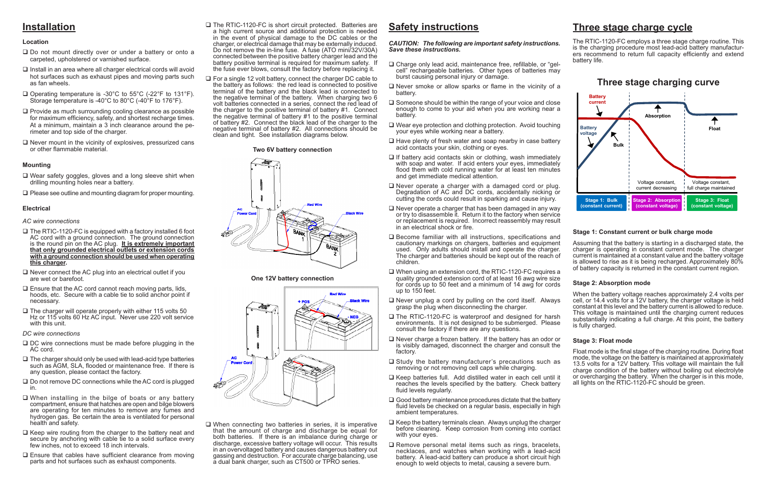## Installation

### Location

- ❑ Do not mount directly over or under a battery or onto a carpeted, upholstered or varnished surface.
- ❑ Install in an area where all charger electrical cords will avoid hot surfaces such as exhaust pipes and moving parts such as fan wheels.
- ❑ Operating temperature is -30°C to 55°C (-22°F to 131°F). Storage temperature is -40°C to 80°C (-40°F to 176°F).
- ❑ Provide as much surrounding cooling clearance as possible for maximum efficiency, safety, and shortest recharge times. At a minimum, maintain a 3 inch clearance around the perimeter and top side of the charger.
- ❑ Never mount in the vicinity of explosives, pressurized cans or other flammable material.

### Mounting

- ❑ Wear safety goggles, gloves and a long sleeve shirt when drilling mounting holes near a battery.
- ❑ Please see outline and mounting diagram for proper mounting.

### Electrical

*AC wire connections*

- ❑ The RTIC-1120-FC is equipped with a factory installed 6 foot AC cord with a ground connection. The ground connection is the round pin on the AC plug. **It is extremely important that only grounded electrical outlets or extension cords with a ground connection should be used when operating this charger.**
- ❑ Never connect the AC plug into an electrical outlet if you are wet or barefoot.
- ❑ Ensure that the AC cord cannot reach moving parts, lids, hoods, etc. Secure with a cable tie to solid anchor point if necessary.
- ❑ The charger will operate properly with either 115 volts 50 Hz or 115 volts 60 Hz AC input. Never use 220 volt service with this unit.

*DC wire connections*

- ❑ DC wire connections must be made before plugging in the AC cord.
- ❑ The charger should only be used with lead-acid type batteries such as AGM, SLA, flooded or maintenance free. If there is any question, please contact the factory.
- ❑ Do not remove DC connections while the AC cord is plugged in.
- ❑ When installing in the bilge of boats or any battery compartment, ensure that hatches are open and bilge blowers are operating for ten minutes to remove any fumes and hydrogen gas. Be certain the area is ventilated for personal health and safety.
- ❑ Keep wire routing from the charger to the battery neat and secure by anchoring with cable tie to a solid surface every few inches, not to exceed 18 inch intervals.
- ❑ Ensure that cables have sufficient clearance from moving parts and hot surfaces such as exhaust components.
- ❑ The RTIC-1120-FC is short circuit protected. Batteries are a high current source and additional protection is needed in the event of physical damage to the DC cables or the charger, or electrical damage that may be externally induced. Do not remove the in-line fuse. A fuse (ATO mini/32V/30A) connected between the positive battery charger lead and the battery positive terminal is required for maximum safety. If the fuse ever blows, consult the factory before replacing it.
- ❑ For a single 12 volt battery, connect the charger DC cable to the battery as follows: the red lead is connected to positive terminal of the battery and the black lead is connected to the negative terminal of the battery. When charging two 6 volt batteries connected in a series, connect the red lead of the charger to the positive terminal of battery #1. Connect the negative terminal of battery #1 to the positive terminal of battery #2. Connect the black lead of the charger to the negative terminal of battery #2. All connections should be clean and tight. See installation diagrams below.

**Two 6V battery connection**

AC Power Cord
Red Wire
Black Wire
BANK 1
BANK 2

**One 12V battery connection**

Red Wire
+ POS
Black Wire
- NEG
AC Power Cord

- ❑ When connecting two batteries in series, it is imperative that the amount of charge and discharge be equal for both batteries. If there is an imbalance during charge or discharge, excessive battery voltage will occur. This results in an overvoltaged battery and causes dangerous battery out gassing and destruction. For accurate charge balancing, use a dual bank charger, such as CT500 or TPRO series.

## Safety instructions

***CAUTION: The following are important safety instructions. Save these instructions.***

- ❑ Charge only lead acid, maintenance free, refillable, or "gel-cell" rechargeable batteries. Other types of batteries may burst causing personal injury or damage.
- ❑ Never smoke or allow sparks or flame in the vicinity of a battery.
- ❑ Someone should be within the range of your voice and close enough to come to your aid when you are working near a battery.
- ❑ Wear eye protection and clothing protection. Avoid touching your eyes while working near a battery.
- ❑ Have plenty of fresh water and soap nearby in case battery acid contacts your skin, clothing or eyes.
- ❑ If battery acid contacts skin or clothing, wash immediately with soap and water. If acid enters your eyes, immediately flood them with cold running water for at least ten minutes and get immediate medical attention.
- ❑ Never operate a charger with a damaged cord or plug. Degradation of AC and DC cords, accidentally nicking or cutting the cords could result in sparking and cause injury.
- ❑ Never operate a charger that has been damaged in any way or try to disassemble it. Return it to the factory when service or replacement is required. Incorrect reassembly may result in an electrical shock or fire.
- ❑ Become familiar with all instructions, specifications and cautionary markings on chargers, batteries and equipment used. Only adults should install and operate the charger. The charger and batteries should be kept out of the reach of children.
- ❑ When using an extension cord, the RTIC-1120-FC requires a quality grounded extension cord of at least 16 awg wire size for cords up to 50 feet and a minimum of 14 awg for cords up to 150 feet.
- ❑ Never unplug a cord by pulling on the cord itself. Always grasp the plug when disconnecting the charger.
- ❑ The RTIC-1120-FC is waterproof and designed for harsh environments. It is not designed to be submerged. Please consult the factory if there are any questions.
- ❑ Never charge a frozen battery. If the battery has an odor or is visibly damaged, disconnect the charger and consult the factory.
- ❑ Study the battery manufacturer's precautions such as removing or not removing cell caps while charging.
- ❑ Keep batteries full. Add distilled water in each cell until it reaches the levels specified by the battery. Check battery fluid levels regularly.
- ❑ Good battery maintenance procedures dictate that the battery fluid levels be checked on a regular basis, especially in high ambient temperatures.
- ❑ Keep the battery terminals clean. Always unplug the charger before cleaning. Keep corrosion from coming into contact with your eyes.
- ❑ Remove personal metal items such as rings, bracelets, necklaces, and watches when working with a lead-acid battery. A lead-acid battery can produce a short circuit high enough to weld objects to metal, causing a severe burn.

## Three stage charge cycle

The RTIC-1120-FC employs a three stage charge routine. This is the charging procedure most lead-acid battery manufacturers recommend to return full capacity efficiently and extend battery life.

**Three stage charging curve**

Battery current
Battery voltage
Bulk
Absorption
Float
Voltage constant, current decreasing
Voltage constant, full charge maintained
Stage 1: Bulk (constant current)
Stage 2: Absorption (constant voltage)
Stage 3: Float (constant voltage)

### Stage 1: Constant current or bulk charge mode

Assuming that the battery is starting in a discharged state, the charger is operating in constant current mode. The charger current is maintained at a constant value and the battery voltage is allowed to rise as it is being recharged. Approximately 80% of battery capacity is returned in the constant current region.

### Stage 2: Absorption mode

When the battery voltage reaches approximately 2.4 volts per cell, or 14.4 volts for a 12V battery, the charger voltage is held constant at this level and the battery current is allowed to reduce. This voltage is maintained until the charging current reduces substantially indicating a full charge. At this point, the battery is fully charged.

### Stage 3: Float mode

Float mode is the final stage of the charging routine. During float mode, the voltage on the battery is maintained at approximately 13.5 volts for a 12V battery. This voltage will maintain the full charge condition of the battery without boiling out electrolyte or overcharging the battery. When the charger is in this mode, all lights on the RTIC-1120-FC should be green.